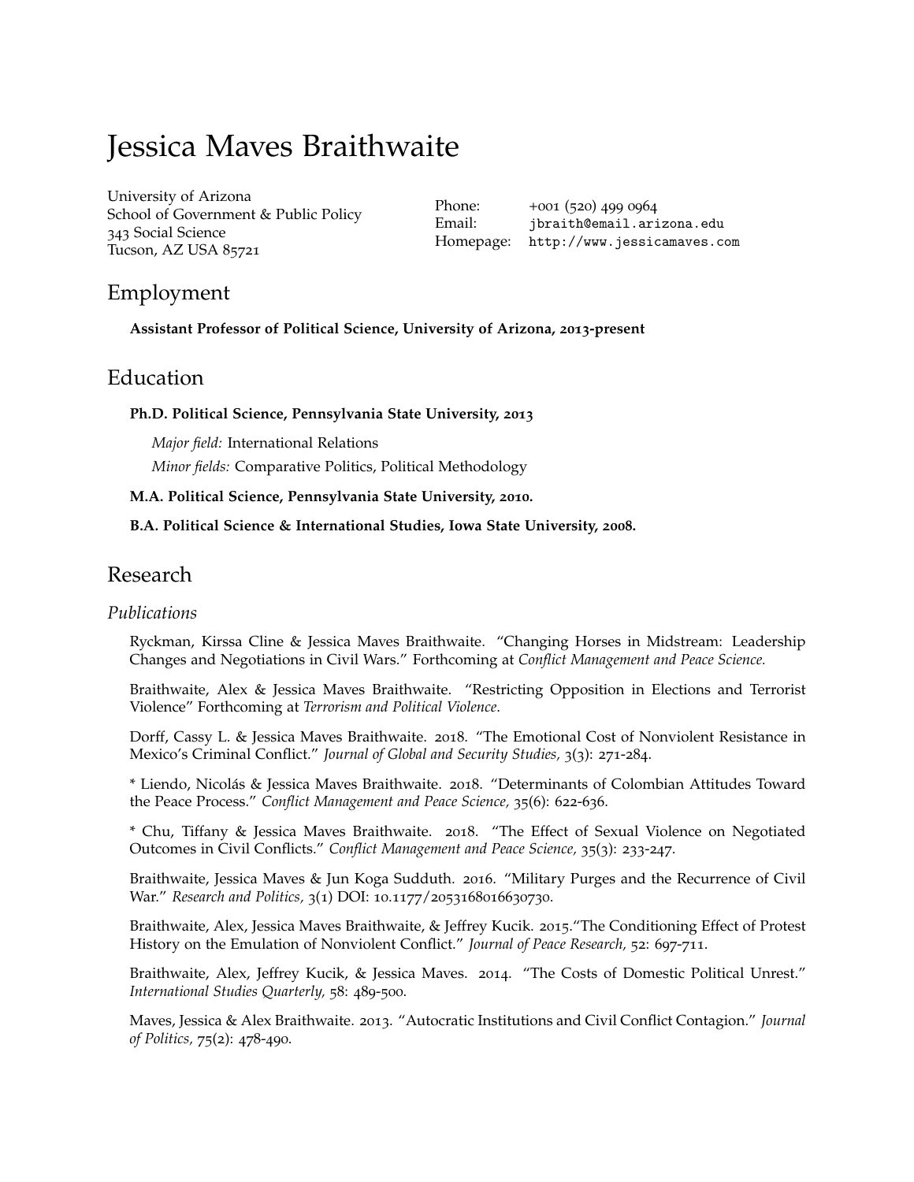# Jessica Maves Braithwaite

University of Arizona
School of Government & Public Policy
343 Social Science
Tucson, AZ USA 85721

Phone: +001 (520) 499 0964
Email: jbraith@email.arizona.edu
Homepage: http://www.jessicamaves.com

## Employment

**Assistant Professor of Political Science, University of Arizona, 2013-present**

## Education

**Ph.D. Political Science, Pennsylvania State University, 2013**

*Major field:* International Relations

*Minor fields:* Comparative Politics, Political Methodology

**M.A. Political Science, Pennsylvania State University, 2010.**

**B.A. Political Science & International Studies, Iowa State University, 2008.**

## Research

### *Publications*

Ryckman, Kirssa Cline & Jessica Maves Braithwaite. "Changing Horses in Midstream: Leadership Changes and Negotiations in Civil Wars." Forthcoming at *Conflict Management and Peace Science.*

Braithwaite, Alex & Jessica Maves Braithwaite. "Restricting Opposition in Elections and Terrorist Violence" Forthcoming at *Terrorism and Political Violence*.

Dorff, Cassy L. & Jessica Maves Braithwaite. 2018. "The Emotional Cost of Nonviolent Resistance in Mexico's Criminal Conflict." *Journal of Global and Security Studies,* 3(3): 271-284.

* Liendo, Nicolás & Jessica Maves Braithwaite. 2018. "Determinants of Colombian Attitudes Toward the Peace Process." *Conflict Management and Peace Science,* 35(6): 622-636.

* Chu, Tiffany & Jessica Maves Braithwaite. 2018. "The Effect of Sexual Violence on Negotiated Outcomes in Civil Conflicts." *Conflict Management and Peace Science,* 35(3): 233-247.

Braithwaite, Jessica Maves & Jun Koga Sudduth. 2016. "Military Purges and the Recurrence of Civil War." *Research and Politics,* 3(1) DOI: 10.1177/2053168016630730.

Braithwaite, Alex, Jessica Maves Braithwaite, & Jeffrey Kucik. 2015."The Conditioning Effect of Protest History on the Emulation of Nonviolent Conflict." *Journal of Peace Research,* 52: 697-711.

Braithwaite, Alex, Jeffrey Kucik, & Jessica Maves. 2014. "The Costs of Domestic Political Unrest." *International Studies Quarterly,* 58: 489-500.

Maves, Jessica & Alex Braithwaite. 2013. "Autocratic Institutions and Civil Conflict Contagion." *Journal of Politics,* 75(2): 478-490.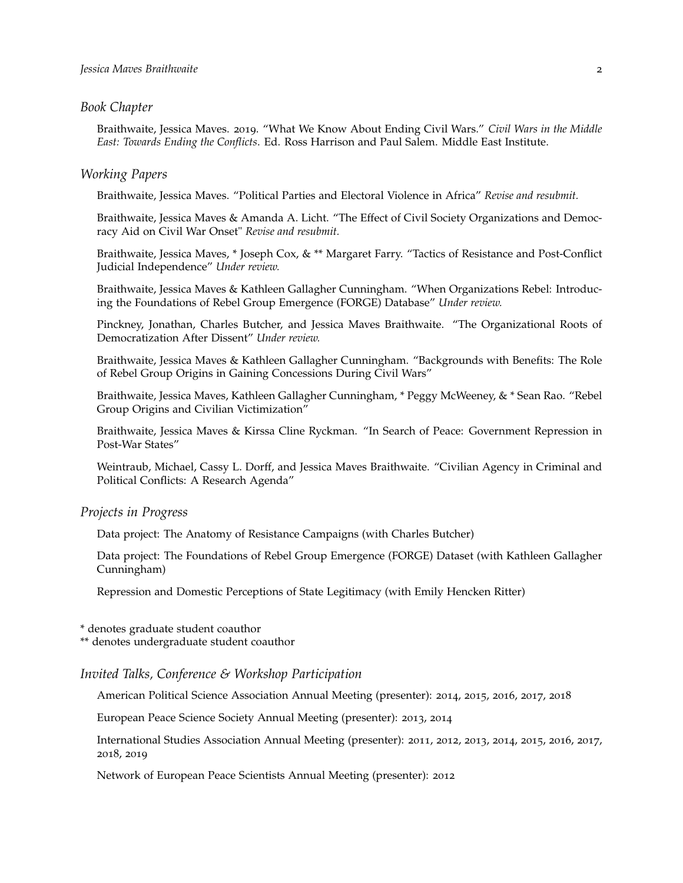## *Book Chapter*

Braithwaite, Jessica Maves. 2019. "What We Know About Ending Civil Wars." *Civil Wars in the Middle East: Towards Ending the Conflicts*. Ed. Ross Harrison and Paul Salem. Middle East Institute.

## *Working Papers*

Braithwaite, Jessica Maves. "Political Parties and Electoral Violence in Africa" *Revise and resubmit.*

Braithwaite, Jessica Maves & Amanda A. Licht. "The Effect of Civil Society Organizations and Democracy Aid on Civil War Onset" *Revise and resubmit.*

Braithwaite, Jessica Maves, * Joseph Cox, & ** Margaret Farry. "Tactics of Resistance and Post-Conflict Judicial Independence" *Under review.*

Braithwaite, Jessica Maves & Kathleen Gallagher Cunningham. "When Organizations Rebel: Introducing the Foundations of Rebel Group Emergence (FORGE) Database" *Under review.*

Pinckney, Jonathan, Charles Butcher, and Jessica Maves Braithwaite. "The Organizational Roots of Democratization After Dissent" *Under review.*

Braithwaite, Jessica Maves & Kathleen Gallagher Cunningham. "Backgrounds with Benefits: The Role of Rebel Group Origins in Gaining Concessions During Civil Wars"

Braithwaite, Jessica Maves, Kathleen Gallagher Cunningham, * Peggy McWeeney, & * Sean Rao. "Rebel Group Origins and Civilian Victimization"

Braithwaite, Jessica Maves & Kirssa Cline Ryckman. "In Search of Peace: Government Repression in Post-War States"

Weintraub, Michael, Cassy L. Dorff, and Jessica Maves Braithwaite. "Civilian Agency in Criminal and Political Conflicts: A Research Agenda"

## *Projects in Progress*

Data project: The Anatomy of Resistance Campaigns (with Charles Butcher)

Data project: The Foundations of Rebel Group Emergence (FORGE) Dataset (with Kathleen Gallagher Cunningham)

Repression and Domestic Perceptions of State Legitimacy (with Emily Hencken Ritter)

\* denotes graduate student coauthor
\** denotes undergraduate student coauthor

## *Invited Talks, Conference & Workshop Participation*

American Political Science Association Annual Meeting (presenter): 2014, 2015, 2016, 2017, 2018

European Peace Science Society Annual Meeting (presenter): 2013, 2014

International Studies Association Annual Meeting (presenter): 2011, 2012, 2013, 2014, 2015, 2016, 2017, 2018, 2019

Network of European Peace Scientists Annual Meeting (presenter): 2012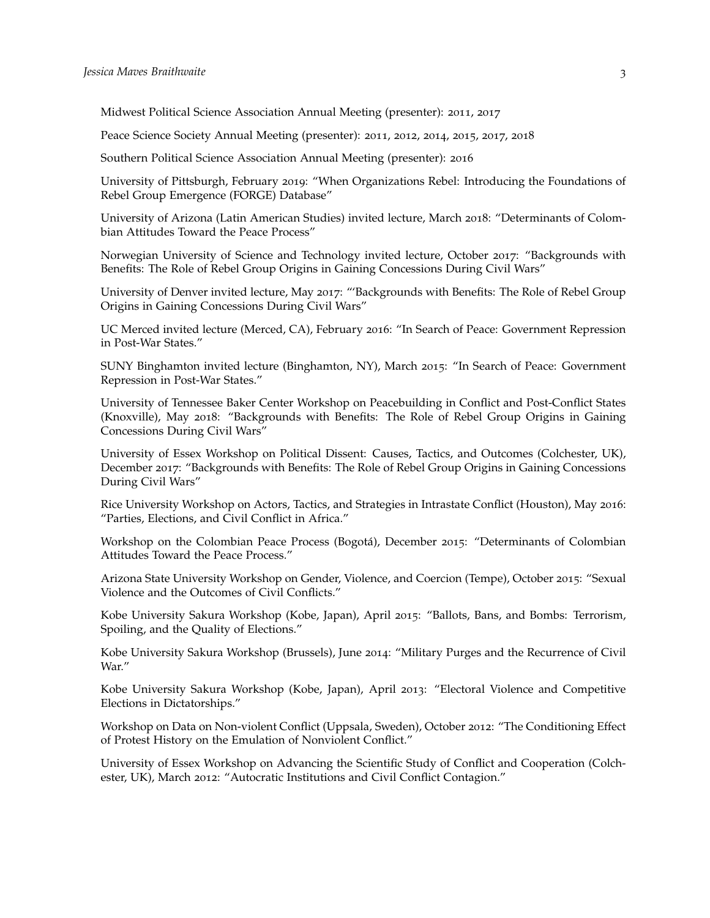Midwest Political Science Association Annual Meeting (presenter): 2011, 2017

Peace Science Society Annual Meeting (presenter): 2011, 2012, 2014, 2015, 2017, 2018

Southern Political Science Association Annual Meeting (presenter): 2016

University of Pittsburgh, February 2019: "When Organizations Rebel: Introducing the Foundations of Rebel Group Emergence (FORGE) Database"

University of Arizona (Latin American Studies) invited lecture, March 2018: "Determinants of Colombian Attitudes Toward the Peace Process"

Norwegian University of Science and Technology invited lecture, October 2017: "Backgrounds with Benefits: The Role of Rebel Group Origins in Gaining Concessions During Civil Wars"

University of Denver invited lecture, May 2017: "'Backgrounds with Benefits: The Role of Rebel Group Origins in Gaining Concessions During Civil Wars"

UC Merced invited lecture (Merced, CA), February 2016: "In Search of Peace: Government Repression in Post-War States."

SUNY Binghamton invited lecture (Binghamton, NY), March 2015: "In Search of Peace: Government Repression in Post-War States."

University of Tennessee Baker Center Workshop on Peacebuilding in Conflict and Post-Conflict States (Knoxville), May 2018: "Backgrounds with Benefits: The Role of Rebel Group Origins in Gaining Concessions During Civil Wars"

University of Essex Workshop on Political Dissent: Causes, Tactics, and Outcomes (Colchester, UK), December 2017: "Backgrounds with Benefits: The Role of Rebel Group Origins in Gaining Concessions During Civil Wars"

Rice University Workshop on Actors, Tactics, and Strategies in Intrastate Conflict (Houston), May 2016: "Parties, Elections, and Civil Conflict in Africa."

Workshop on the Colombian Peace Process (Bogotá), December 2015: "Determinants of Colombian Attitudes Toward the Peace Process."

Arizona State University Workshop on Gender, Violence, and Coercion (Tempe), October 2015: "Sexual Violence and the Outcomes of Civil Conflicts."

Kobe University Sakura Workshop (Kobe, Japan), April 2015: "Ballots, Bans, and Bombs: Terrorism, Spoiling, and the Quality of Elections."

Kobe University Sakura Workshop (Brussels), June 2014: "Military Purges and the Recurrence of Civil War."

Kobe University Sakura Workshop (Kobe, Japan), April 2013: "Electoral Violence and Competitive Elections in Dictatorships."

Workshop on Data on Non-violent Conflict (Uppsala, Sweden), October 2012: "The Conditioning Effect of Protest History on the Emulation of Nonviolent Conflict."

University of Essex Workshop on Advancing the Scientific Study of Conflict and Cooperation (Colchester, UK), March 2012: "Autocratic Institutions and Civil Conflict Contagion."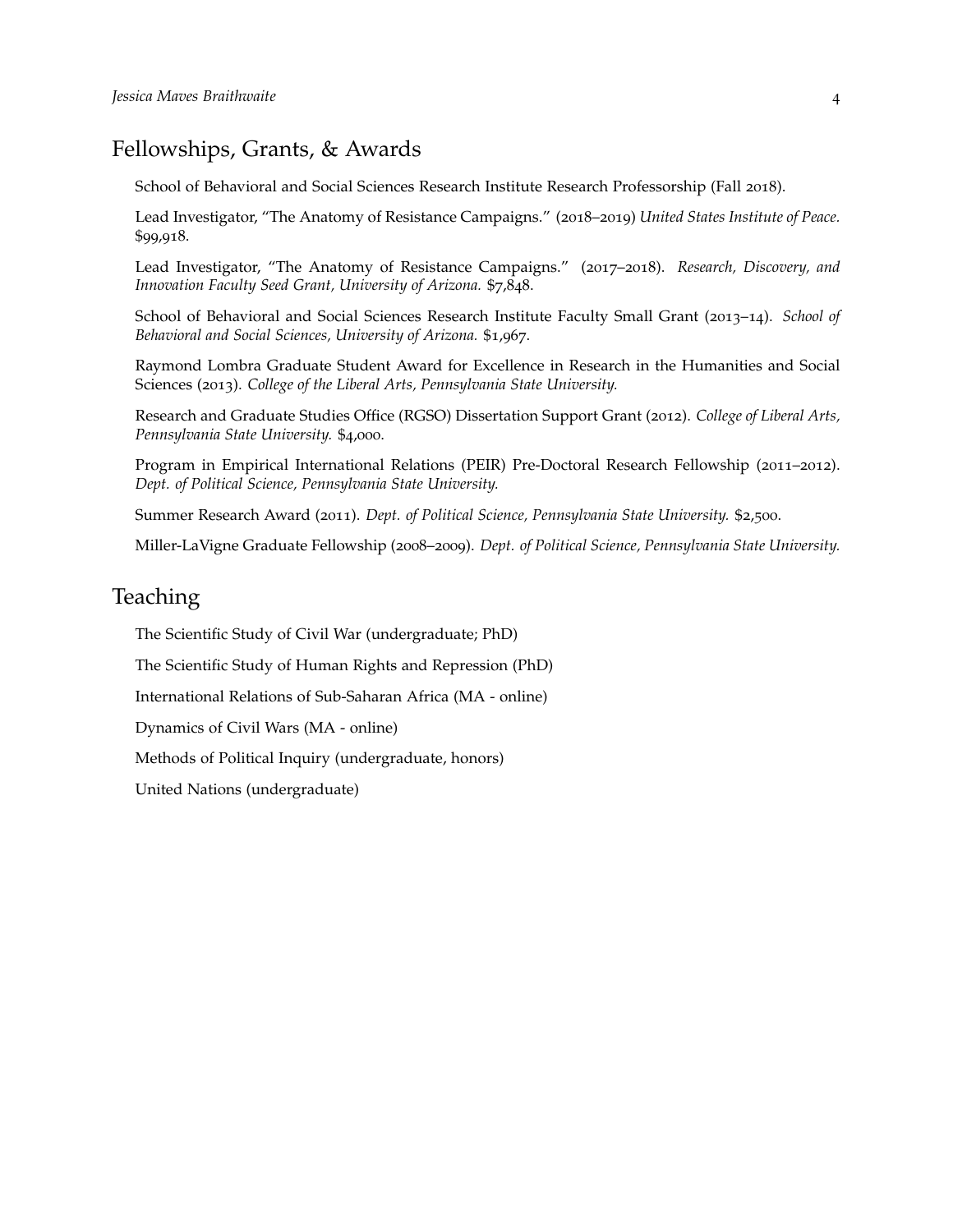## Fellowships, Grants, & Awards

School of Behavioral and Social Sciences Research Institute Research Professorship (Fall 2018).

Lead Investigator, "The Anatomy of Resistance Campaigns." (2018–2019) *United States Institute of Peace.* $99,918.

Lead Investigator, "The Anatomy of Resistance Campaigns." (2017–2018). *Research, Discovery, and Innovation Faculty Seed Grant, University of Arizona.* $7,848.

School of Behavioral and Social Sciences Research Institute Faculty Small Grant (2013–14). *School of Behavioral and Social Sciences, University of Arizona.* $1,967.

Raymond Lombra Graduate Student Award for Excellence in Research in the Humanities and Social Sciences (2013). *College of the Liberal Arts, Pennsylvania State University.*

Research and Graduate Studies Office (RGSO) Dissertation Support Grant (2012). *College of Liberal Arts, Pennsylvania State University.* $4,000.

Program in Empirical International Relations (PEIR) Pre-Doctoral Research Fellowship (2011–2012). *Dept. of Political Science, Pennsylvania State University.*

Summer Research Award (2011). *Dept. of Political Science, Pennsylvania State University.* $2,500.

Miller-LaVigne Graduate Fellowship (2008–2009). *Dept. of Political Science, Pennsylvania State University.*

## Teaching

The Scientific Study of Civil War (undergraduate; PhD)

The Scientific Study of Human Rights and Repression (PhD)

International Relations of Sub-Saharan Africa (MA - online)

Dynamics of Civil Wars (MA - online)

Methods of Political Inquiry (undergraduate, honors)

United Nations (undergraduate)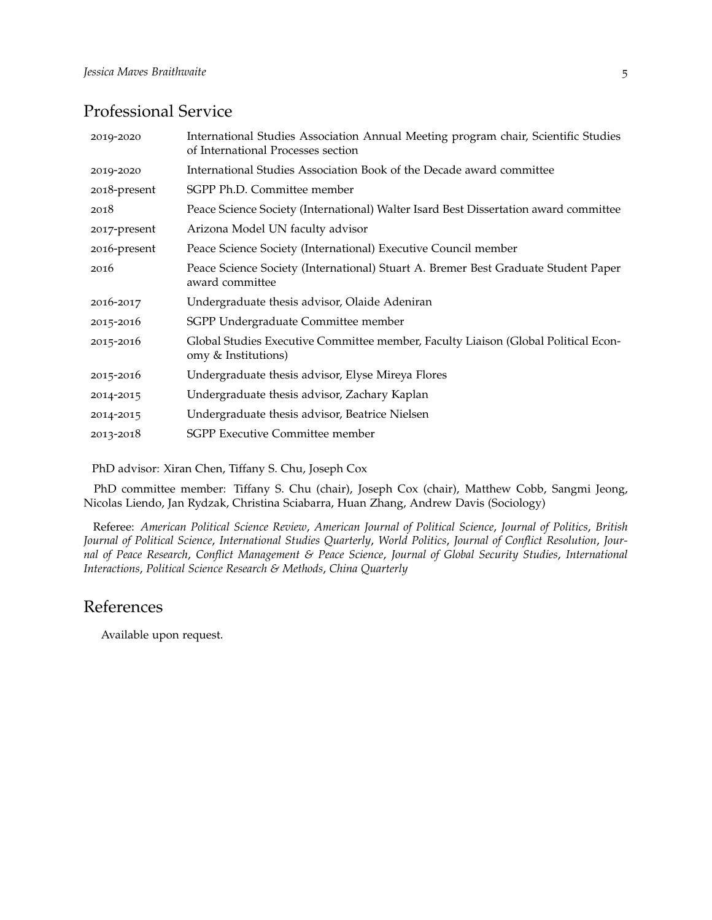## Professional Service

| | |
|---|---|
| 2019-2020 | International Studies Association Annual Meeting program chair, Scientific Studies of International Processes section |
| 2019-2020 | International Studies Association Book of the Decade award committee |
| 2018-present | SGPP Ph.D. Committee member |
| 2018 | Peace Science Society (International) Walter Isard Best Dissertation award committee |
| 2017-present | Arizona Model UN faculty advisor |
| 2016-present | Peace Science Society (International) Executive Council member |
| 2016 | Peace Science Society (International) Stuart A. Bremer Best Graduate Student Paper award committee |
| 2016-2017 | Undergraduate thesis advisor, Olaide Adeniran |
| 2015-2016 | SGPP Undergraduate Committee member |
| 2015-2016 | Global Studies Executive Committee member, Faculty Liaison (Global Political Economy & Institutions) |
| 2015-2016 | Undergraduate thesis advisor, Elyse Mireya Flores |
| 2014-2015 | Undergraduate thesis advisor, Zachary Kaplan |
| 2014-2015 | Undergraduate thesis advisor, Beatrice Nielsen |
| 2013-2018 | SGPP Executive Committee member |

PhD advisor: Xiran Chen, Tiffany S. Chu, Joseph Cox

PhD committee member: Tiffany S. Chu (chair), Joseph Cox (chair), Matthew Cobb, Sangmi Jeong, Nicolas Liendo, Jan Rydzak, Christina Sciabarra, Huan Zhang, Andrew Davis (Sociology)

Referee: *American Political Science Review*, *American Journal of Political Science*, *Journal of Politics*, *British Journal of Political Science*, *International Studies Quarterly*, *World Politics*, *Journal of Conflict Resolution*, *Journal of Peace Research*, *Conflict Management & Peace Science*, *Journal of Global Security Studies*, *International Interactions*, *Political Science Research & Methods*, *China Quarterly*

## References

Available upon request.